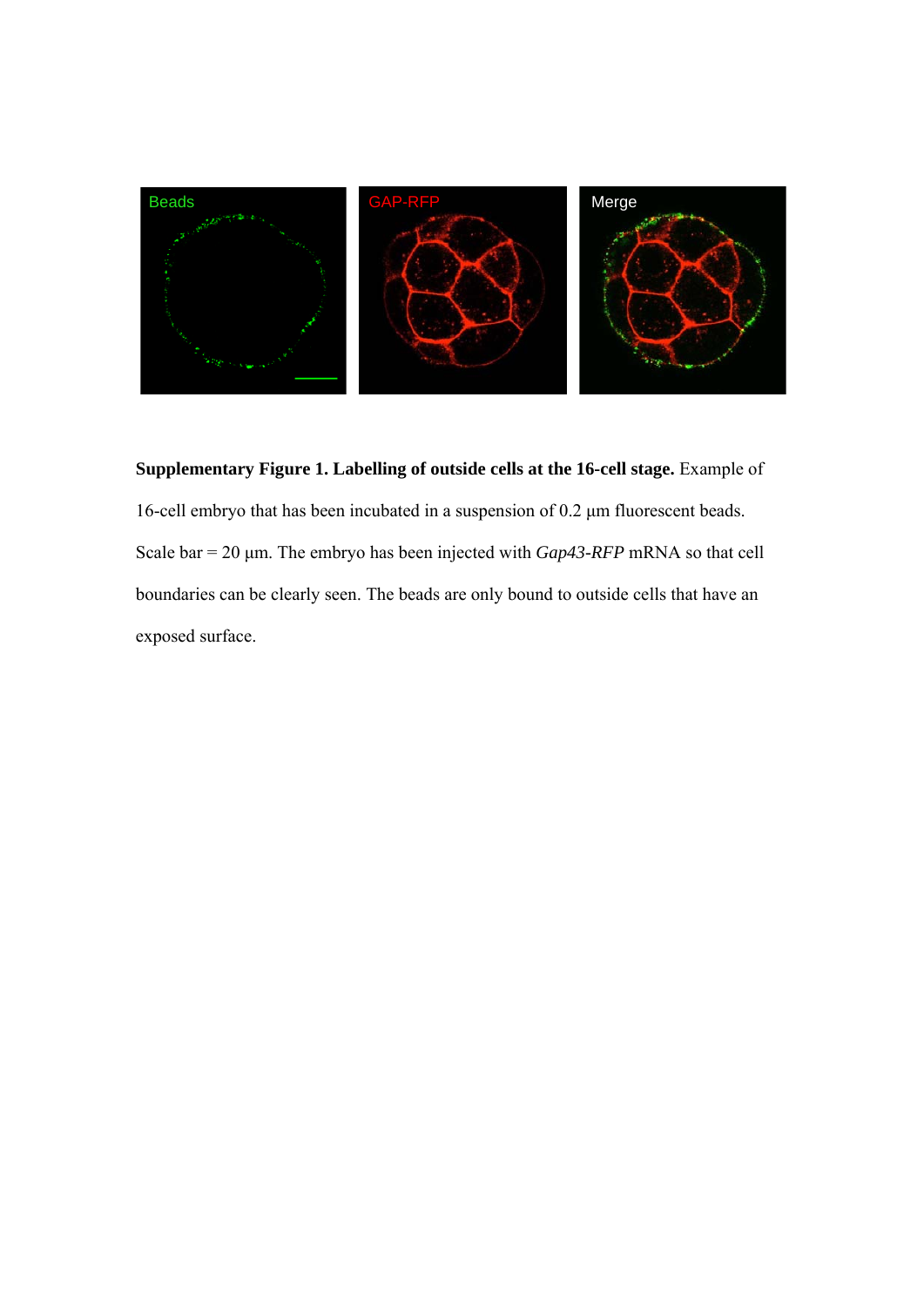**Supplementary Figure 1. Labelling of outside cells at the 16-cell stage.** Example of 16-cell embryo that has been incubated in a suspension of 0.2 μm fluorescent beads. Scale bar = 20 μm. The embryo has been injected with *Gap43-RFP* mRNA so that cell boundaries can be clearly seen. The beads are only bound to outside cells that have an exposed surface.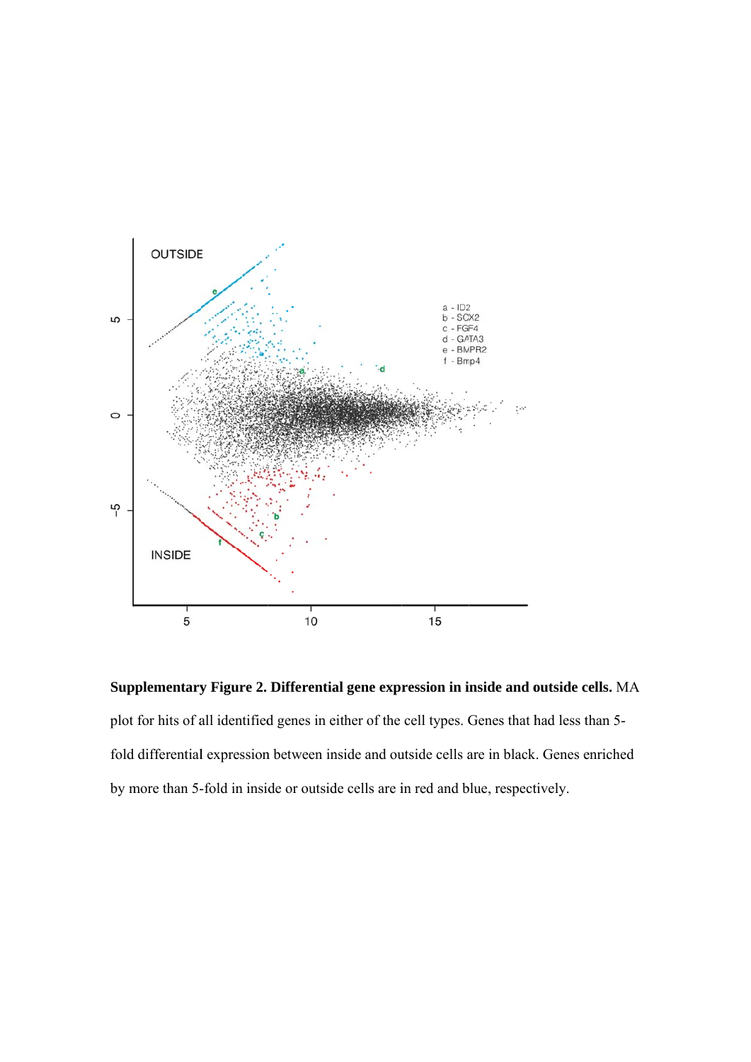**Supplementary Figure 2. Differential gene expression in inside and outside cells.** MA plot for hits of all identified genes in either of the cell types. Genes that had less than 5-fold differential expression between inside and outside cells are in black. Genes enriched by more than 5-fold in inside or outside cells are in red and blue, respectively.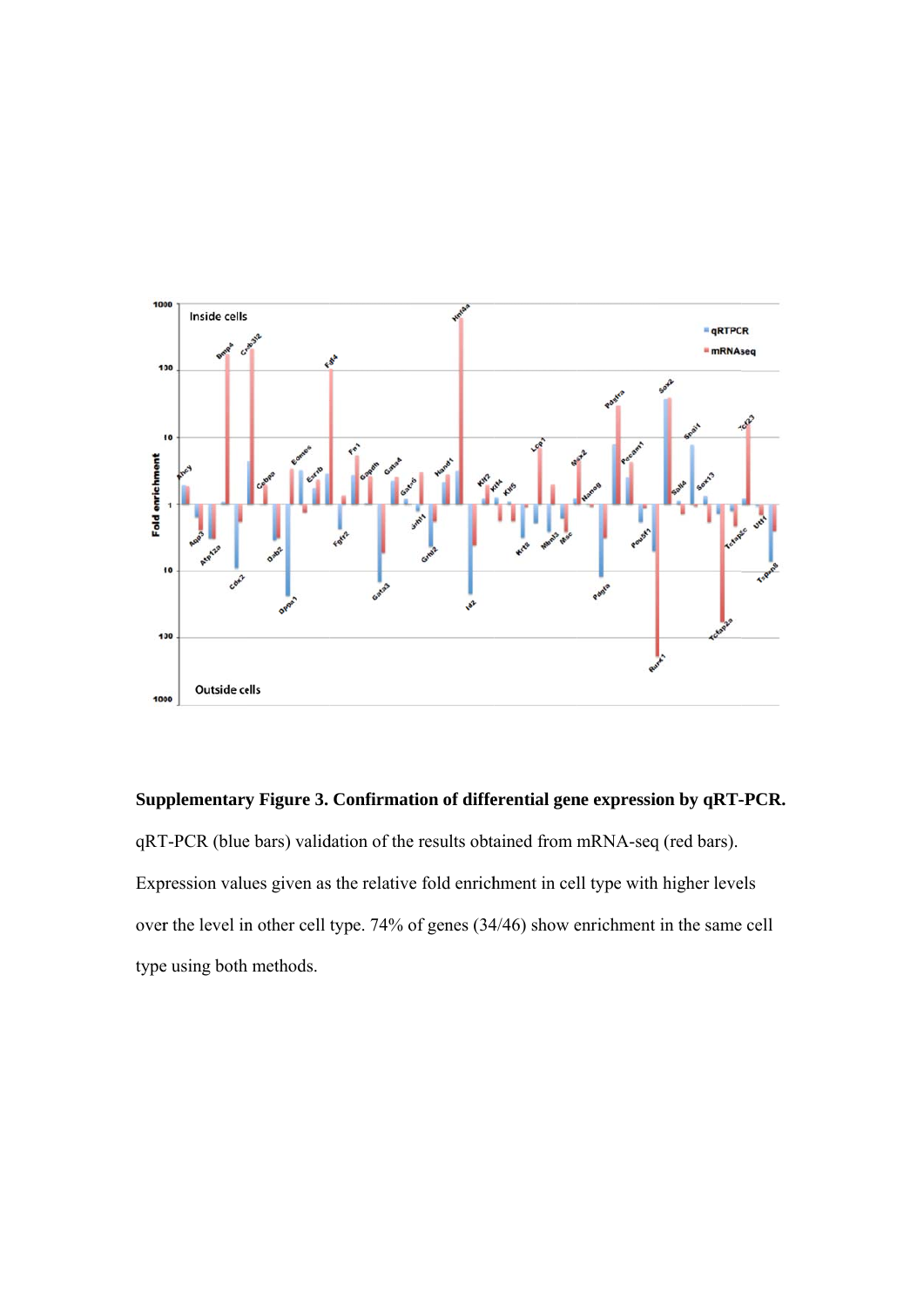**Supplementary Figure 3. Confirmation of differential gene expression by qRT-PCR.**

qRT-PCR (blue bars) validation of the results obtained from mRNA-seq (red bars). Expression values given as the relative fold enrichment in cell type with higher levels over the level in other cell type. 74% of genes (34/46) show enrichment in the same cell type using both methods.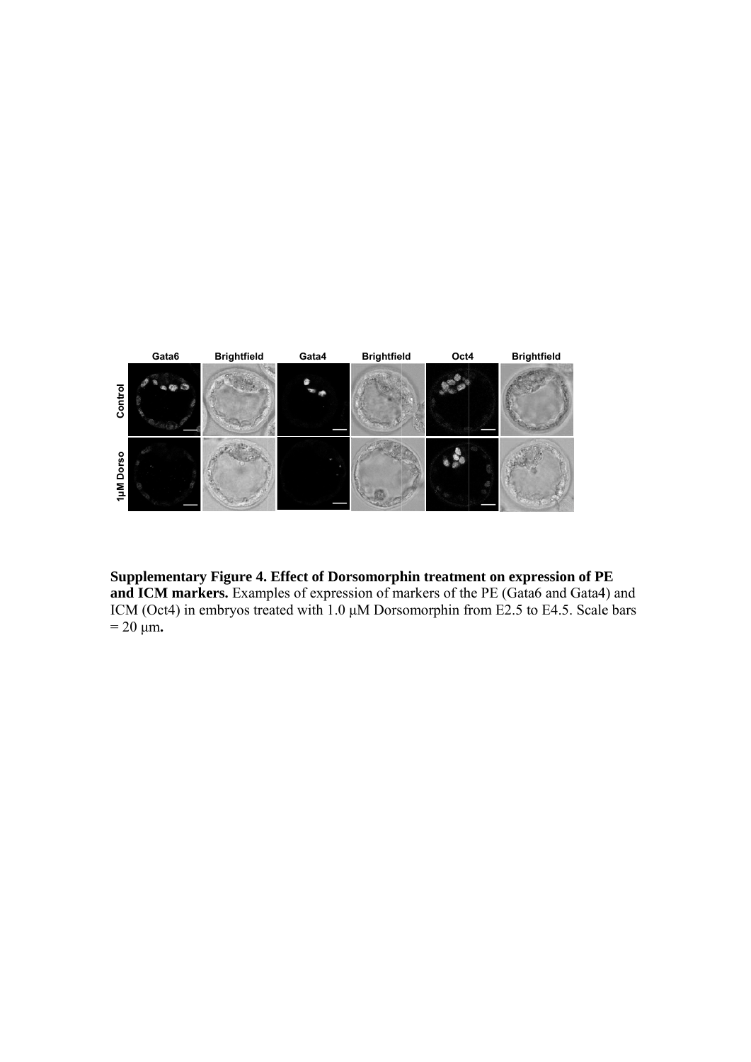**Supplementary Figure 4. Effect of Dorsomorphin treatment on expression of PE and ICM markers.** Examples of expression of markers of the PE (Gata6 and Gata4) and ICM (Oct4) in embryos treated with 1.0 μM Dorsomorphin from E2.5 to E4.5. Scale bars = 20 μm**.**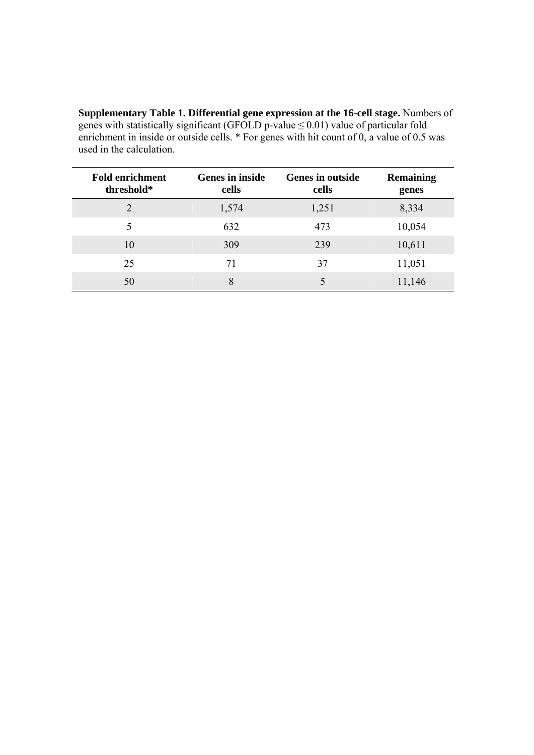**Supplementary Table 1. Differential gene expression at the 16-cell stage.** Numbers of genes with statistically significant (GFOLD p-value ≤ 0.01) value of particular fold enrichment in inside or outside cells. * For genes with hit count of 0, a value of 0.5 was used in the calculation.

| Fold enrichment threshold* | Genes in inside cells | Genes in outside cells | Remaining genes |
|---|---|---|---|
| 2 | 1,574 | 1,251 | 8,334 |
| 5 | 632 | 473 | 10,054 |
| 10 | 309 | 239 | 10,611 |
| 25 | 71 | 37 | 11,051 |
| 50 | 8 | 5 | 11,146 |